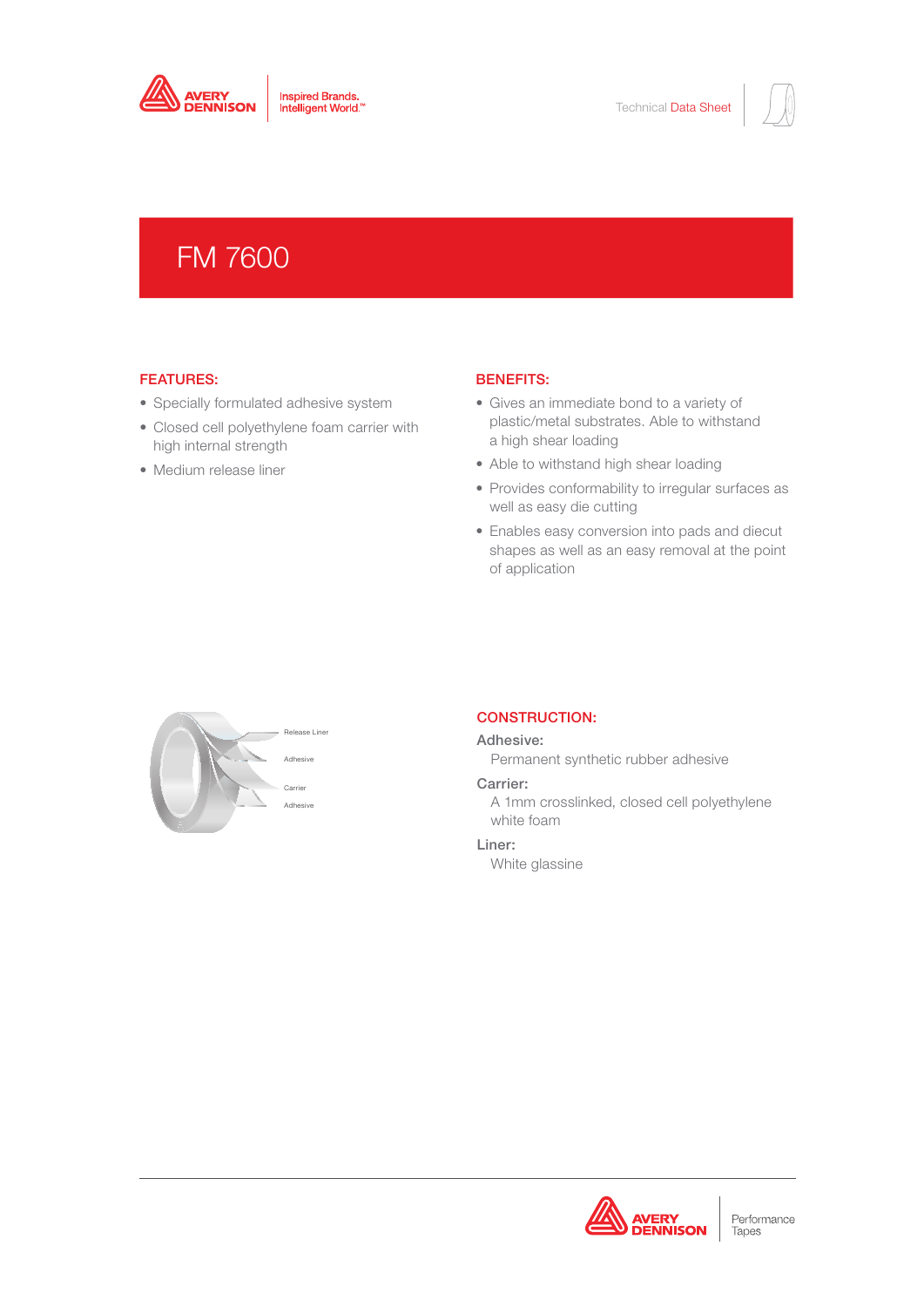Technical Data Sheet

# FM 7600

## FEATURES:

- Specially formulated adhesive system
- Closed cell polyethylene foam carrier with high internal strength
- Medium release liner

## BENEFITS:

- Gives an immediate bond to a variety of plastic/metal substrates. Able to withstand a high shear loading
- Able to withstand high shear loading
- Provides conformability to irregular surfaces as well as easy die cutting
- Enables easy conversion into pads and diecut shapes as well as an easy removal at the point of application

Release Liner
Adhesive
Carrier
Adhesive

## CONSTRUCTION:

**Adhesive:**
Permanent synthetic rubber adhesive

**Carrier:**
A 1mm crosslinked, closed cell polyethylene white foam

**Liner:**
White glassine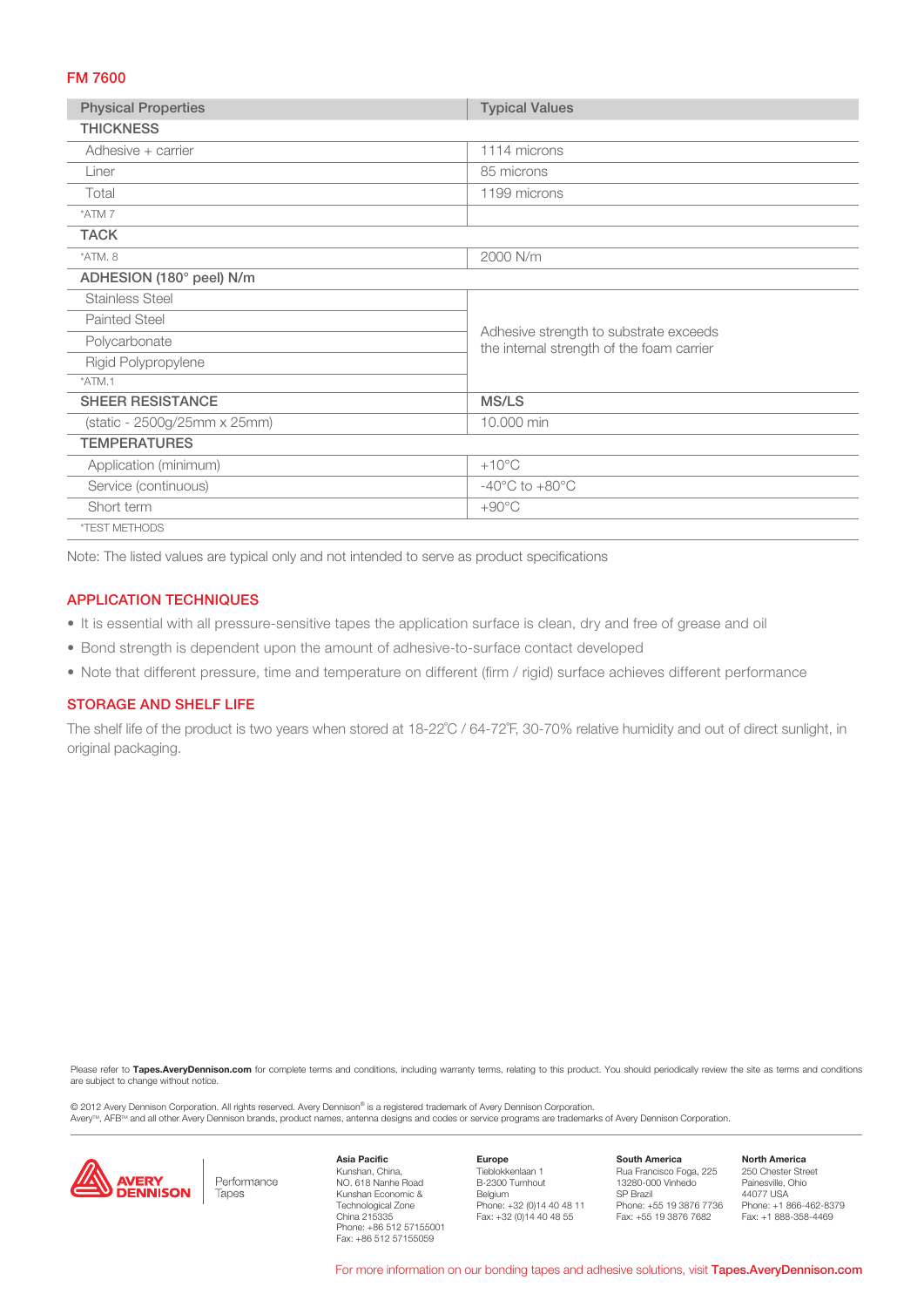FM 7600

| Physical Properties | Typical Values |
| --- | --- |
| **THICKNESS** | |
| Adhesive + carrier | 1114 microns |
| Liner | 85 microns |
| Total | 1199 microns |
| *ATM 7 | |
| **TACK** | |
| *ATM. 8 | 2000 N/m |
| **ADHESION (180° peel) N/m** | |
| Stainless Steel | Adhesive strength to substrate exceeds the internal strength of the foam carrier |
| Painted Steel | |
| Polycarbonate | |
| Rigid Polypropylene | |
| *ATM.1 | |
| **SHEER RESISTANCE** | **MS/LS** |
| (static - 2500g/25mm x 25mm) | 10.000 min |
| **TEMPERATURES** | |
| Application (minimum) | +10°C |
| Service (continuous) | -40°C to +80°C |
| Short term | +90°C |
| *TEST METHODS | |

Note: The listed values are typical only and not intended to serve as product specifications

## APPLICATION TECHNIQUES

- It is essential with all pressure-sensitive tapes the application surface is clean, dry and free of grease and oil
- Bond strength is dependent upon the amount of adhesive-to-surface contact developed
- Note that different pressure, time and temperature on different (firm / rigid) surface achieves different performance

## STORAGE AND SHELF LIFE

The shelf life of the product is two years when stored at 18-22°C / 64-72°F, 30-70% relative humidity and out of direct sunlight, in original packaging.

Please refer to **Tapes.AveryDennison.com** for complete terms and conditions, including warranty terms, relating to this product. You should periodically review the site as terms and conditions are subject to change without notice.

© 2012 Avery Dennison Corporation. All rights reserved. Avery Dennison® is a registered trademark of Avery Dennison Corporation.
Avery™, AFB™ and all other Avery Dennison brands, product names, antenna designs and codes or service programs are trademarks of Avery Dennison Corporation.

AVERY DENNISON Performance Tapes

**Asia Pacific**
Kunshan, China,
NO. 618 Nanhe Road
Kunshan Economic &
Technological Zone
China 215335
Phone: +86 512 57155001
Fax: +86 512 57155059

**Europe**
Tieblokkenlaan 1
B-2300 Turnhout
Belgium
Phone: +32 (0)14 40 48 11
Fax: +32 (0)14 40 48 55

**South America**
Rua Francisco Foga, 225
13280-000 Vinhedo
SP Brazil
Phone: +55 19 3876 7736
Fax: +55 19 3876 7682

**North America**
250 Chester Street
Painesville, Ohio
44077 USA
Phone: +1 866-462-8379
Fax: +1 888-358-4469

For more information on our bonding tapes and adhesive solutions, visit **Tapes.AveryDennison.com**